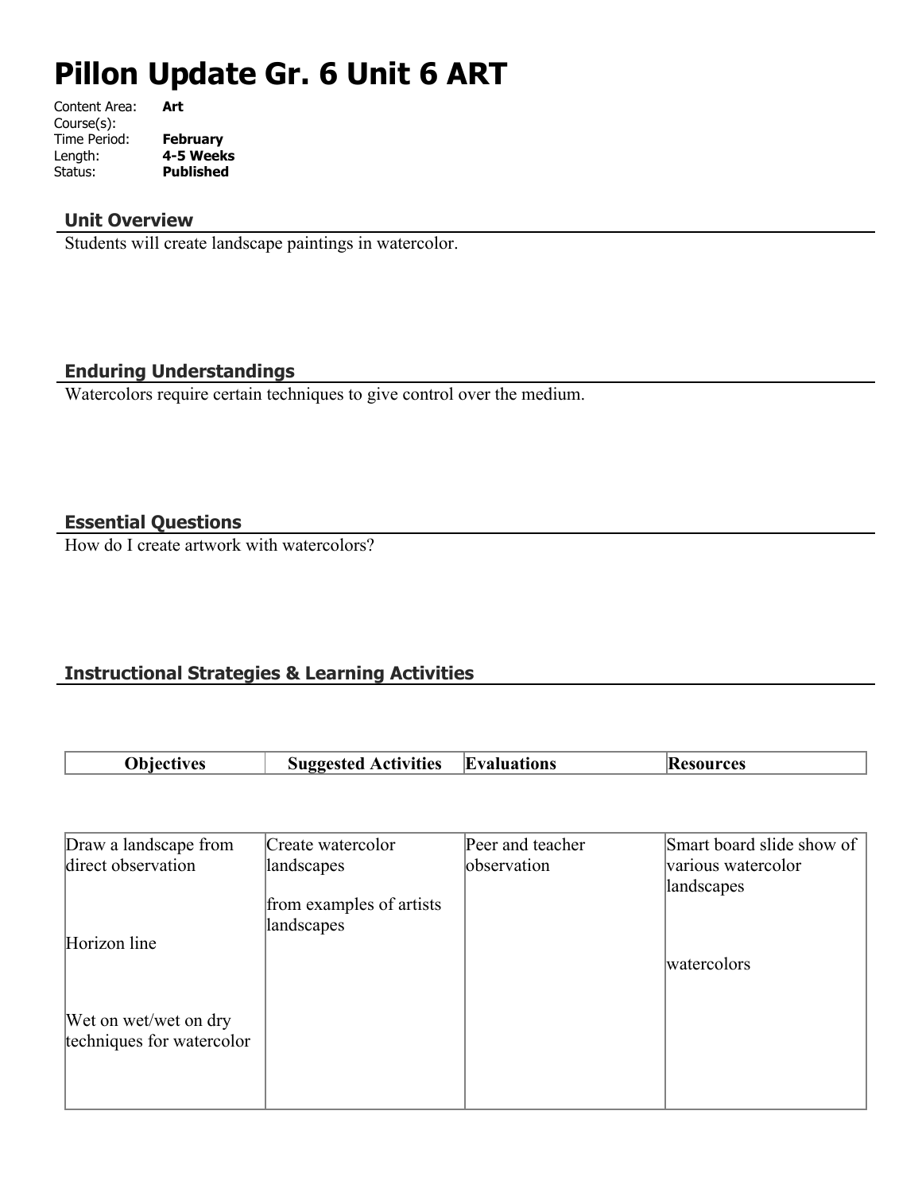# Pillon Update Gr. 6 Unit 6 ART

Content Area: **Art**
Course(s):
Time Period: **February**
Length: **4-5 Weeks**
Status: **Published**

## Unit Overview

Students will create landscape paintings in watercolor.

## Enduring Understandings

Watercolors require certain techniques to give control over the medium.

## Essential Questions

How do I create artwork with watercolors?

## Instructional Strategies & Learning Activities

| Objectives | Suggested Activities | Evaluations | Resources |
|---|---|---|---|
| Draw a landscape from direct observation<br><br>Horizon line<br><br>Wet on wet/wet on dry techniques for watercolor | Create watercolor landscapes<br><br>from examples of artists landscapes | Peer and teacher observation | Smart board slide show of various watercolor landscapes<br><br>watercolors |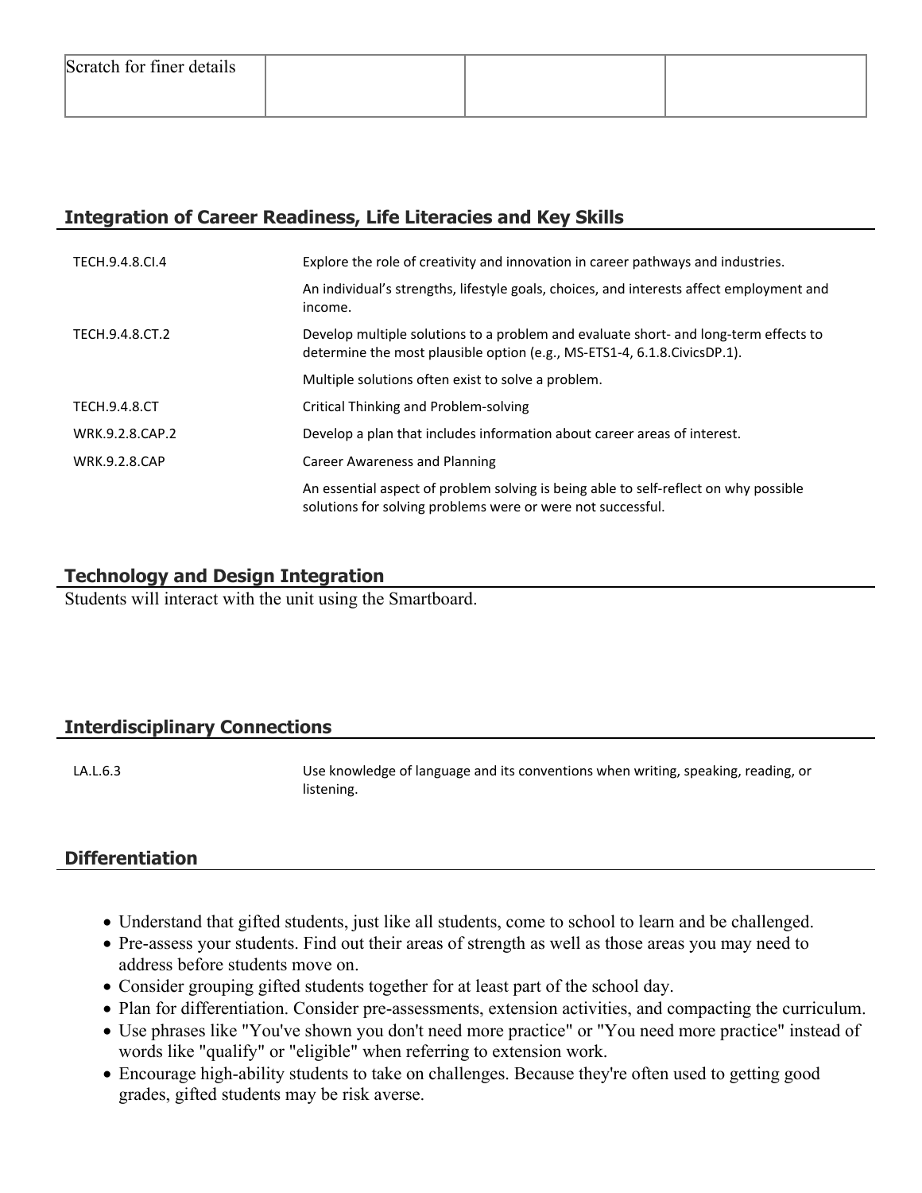| Scratch for finer details | | | |
|---|---|---|---|

## Integration of Career Readiness, Life Literacies and Key Skills

| | |
|---|---|
| TECH.9.4.8.CI.4 | Explore the role of creativity and innovation in career pathways and industries. |
| | An individual's strengths, lifestyle goals, choices, and interests affect employment and income. |
| TECH.9.4.8.CT.2 | Develop multiple solutions to a problem and evaluate short- and long-term effects to determine the most plausible option (e.g., MS-ETS1-4, 6.1.8.CivicsDP.1). |
| | Multiple solutions often exist to solve a problem. |
| TECH.9.4.8.CT | Critical Thinking and Problem-solving |
| WRK.9.2.8.CAP.2 | Develop a plan that includes information about career areas of interest. |
| WRK.9.2.8.CAP | Career Awareness and Planning |
| | An essential aspect of problem solving is being able to self-reflect on why possible solutions for solving problems were or were not successful. |

## Technology and Design Integration

Students will interact with the unit using the Smartboard.

## Interdisciplinary Connections

| | |
|---|---|
| LA.L.6.3 | Use knowledge of language and its conventions when writing, speaking, reading, or listening. |

## Differentiation

- Understand that gifted students, just like all students, come to school to learn and be challenged.
- Pre-assess your students. Find out their areas of strength as well as those areas you may need to address before students move on.
- Consider grouping gifted students together for at least part of the school day.
- Plan for differentiation. Consider pre-assessments, extension activities, and compacting the curriculum.
- Use phrases like "You've shown you don't need more practice" or "You need more practice" instead of words like "qualify" or "eligible" when referring to extension work.
- Encourage high-ability students to take on challenges. Because they're often used to getting good grades, gifted students may be risk averse.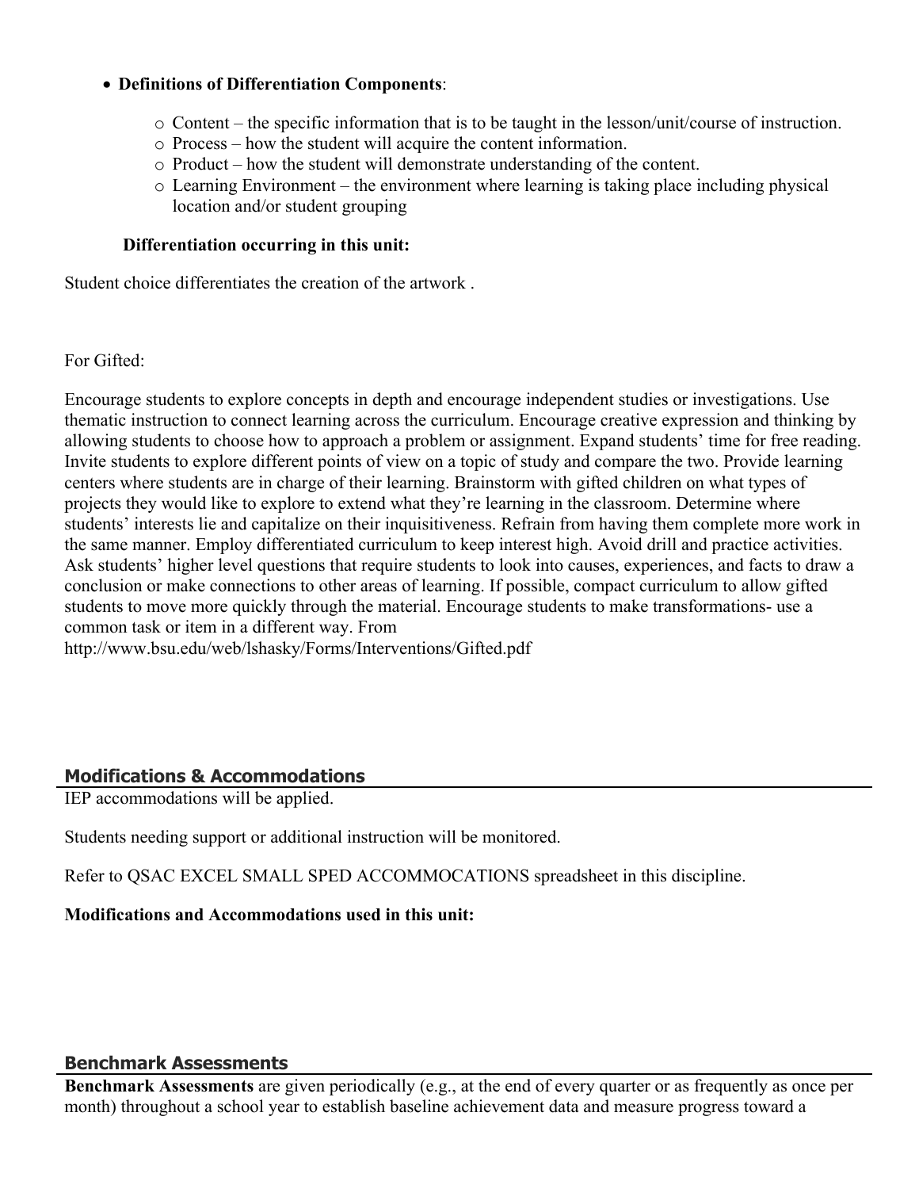- **Definitions of Differentiation Components**:
  - Content – the specific information that is to be taught in the lesson/unit/course of instruction.
  - Process – how the student will acquire the content information.
  - Product – how the student will demonstrate understanding of the content.
  - Learning Environment – the environment where learning is taking place including physical location and/or student grouping

**Differentiation occurring in this unit:**

Student choice differentiates the creation of the artwork .

For Gifted:

Encourage students to explore concepts in depth and encourage independent studies or investigations. Use thematic instruction to connect learning across the curriculum. Encourage creative expression and thinking by allowing students to choose how to approach a problem or assignment. Expand students' time for free reading. Invite students to explore different points of view on a topic of study and compare the two. Provide learning centers where students are in charge of their learning. Brainstorm with gifted children on what types of projects they would like to explore to extend what they're learning in the classroom. Determine where students' interests lie and capitalize on their inquisitiveness. Refrain from having them complete more work in the same manner. Employ differentiated curriculum to keep interest high. Avoid drill and practice activities. Ask students' higher level questions that require students to look into causes, experiences, and facts to draw a conclusion or make connections to other areas of learning. If possible, compact curriculum to allow gifted students to move more quickly through the material. Encourage students to make transformations- use a common task or item in a different way. From http://www.bsu.edu/web/lshasky/Forms/Interventions/Gifted.pdf

## Modifications & Accommodations

IEP accommodations will be applied.

Students needing support or additional instruction will be monitored.

Refer to QSAC EXCEL SMALL SPED ACCOMMOCATIONS spreadsheet in this discipline.

**Modifications and Accommodations used in this unit:**

## Benchmark Assessments

**Benchmark Assessments** are given periodically (e.g., at the end of every quarter or as frequently as once per month) throughout a school year to establish baseline achievement data and measure progress toward a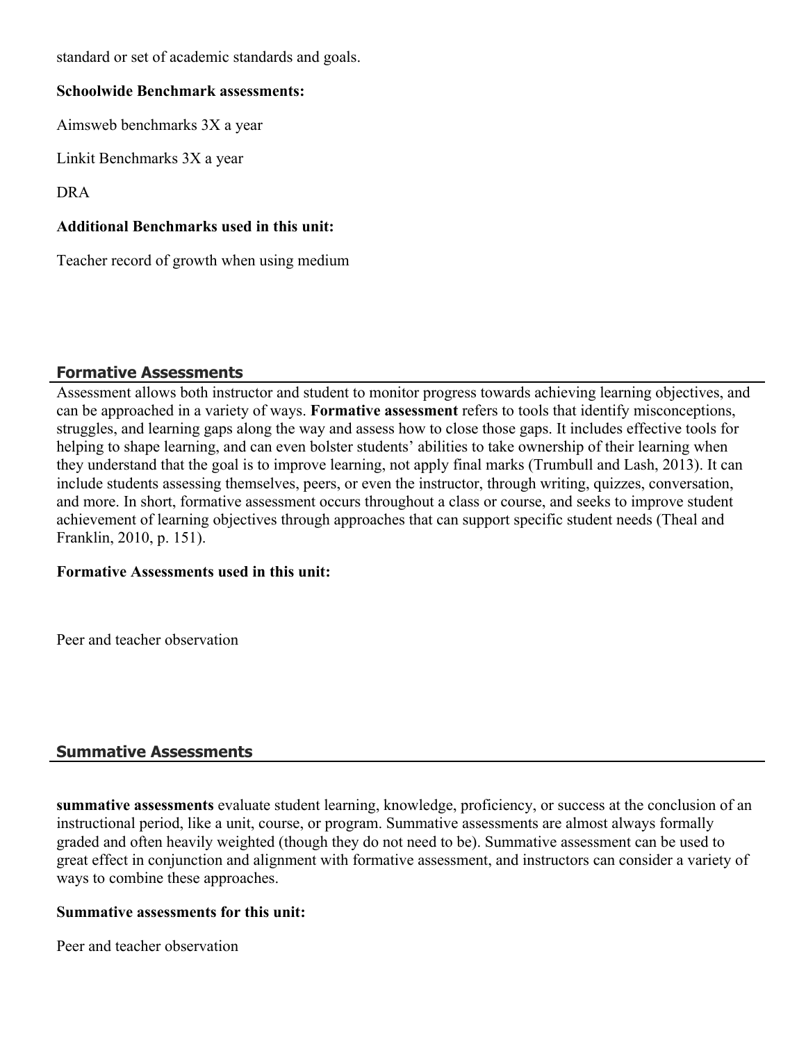standard or set of academic standards and goals.

**Schoolwide Benchmark assessments:**

Aimsweb benchmarks 3X a year

Linkit Benchmarks 3X a year

DRA

**Additional Benchmarks used in this unit:**

Teacher record of growth when using medium

## Formative Assessments

Assessment allows both instructor and student to monitor progress towards achieving learning objectives, and can be approached in a variety of ways. **Formative assessment** refers to tools that identify misconceptions, struggles, and learning gaps along the way and assess how to close those gaps. It includes effective tools for helping to shape learning, and can even bolster students' abilities to take ownership of their learning when they understand that the goal is to improve learning, not apply final marks (Trumbull and Lash, 2013). It can include students assessing themselves, peers, or even the instructor, through writing, quizzes, conversation, and more. In short, formative assessment occurs throughout a class or course, and seeks to improve student achievement of learning objectives through approaches that can support specific student needs (Theal and Franklin, 2010, p. 151).

**Formative Assessments used in this unit:**

Peer and teacher observation

## Summative Assessments

**summative assessments** evaluate student learning, knowledge, proficiency, or success at the conclusion of an instructional period, like a unit, course, or program. Summative assessments are almost always formally graded and often heavily weighted (though they do not need to be). Summative assessment can be used to great effect in conjunction and alignment with formative assessment, and instructors can consider a variety of ways to combine these approaches.

**Summative assessments for this unit:**

Peer and teacher observation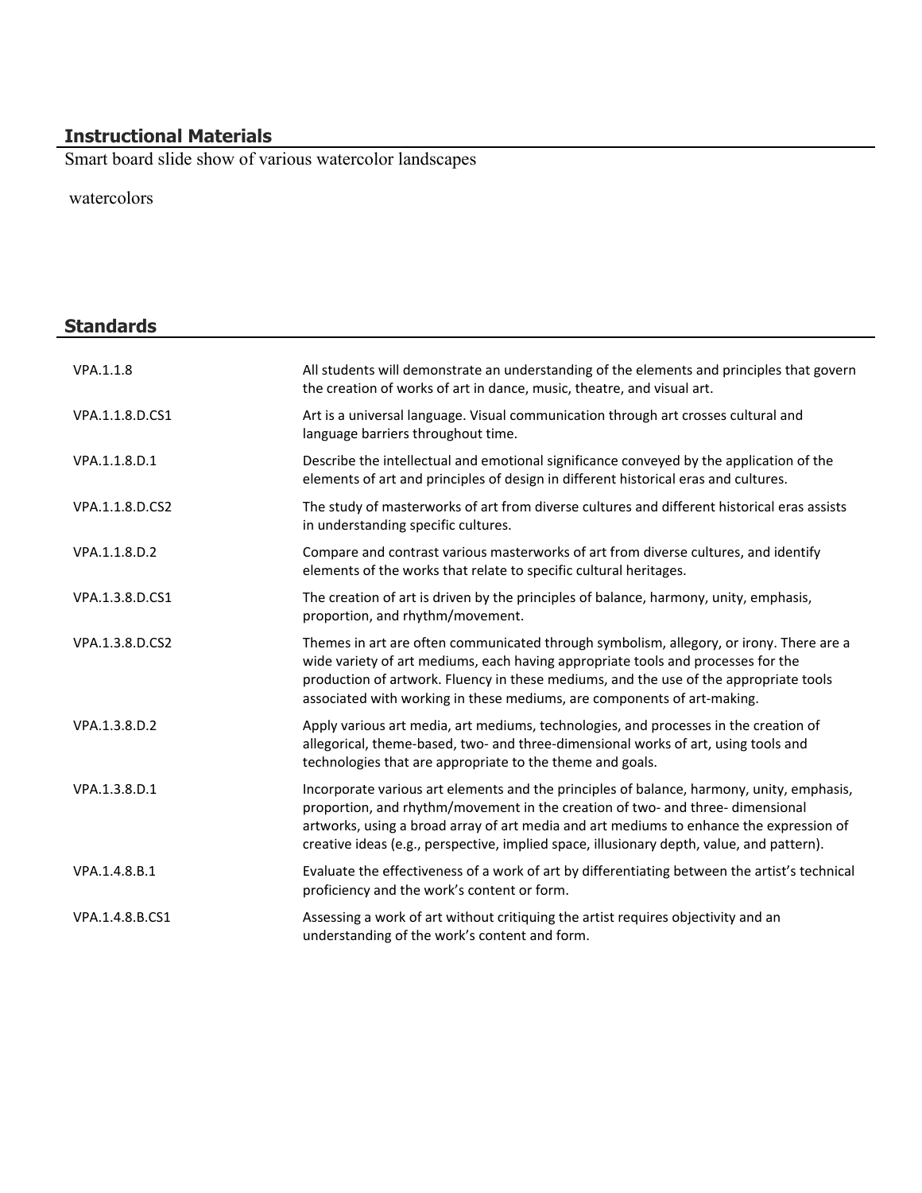## Instructional Materials

Smart board slide show of various watercolor landscapes

watercolors

## Standards

| | |
|---|---|
| VPA.1.1.8 | All students will demonstrate an understanding of the elements and principles that govern the creation of works of art in dance, music, theatre, and visual art. |
| VPA.1.1.8.D.CS1 | Art is a universal language. Visual communication through art crosses cultural and language barriers throughout time. |
| VPA.1.1.8.D.1 | Describe the intellectual and emotional significance conveyed by the application of the elements of art and principles of design in different historical eras and cultures. |
| VPA.1.1.8.D.CS2 | The study of masterworks of art from diverse cultures and different historical eras assists in understanding specific cultures. |
| VPA.1.1.8.D.2 | Compare and contrast various masterworks of art from diverse cultures, and identify elements of the works that relate to specific cultural heritages. |
| VPA.1.3.8.D.CS1 | The creation of art is driven by the principles of balance, harmony, unity, emphasis, proportion, and rhythm/movement. |
| VPA.1.3.8.D.CS2 | Themes in art are often communicated through symbolism, allegory, or irony. There are a wide variety of art mediums, each having appropriate tools and processes for the production of artwork. Fluency in these mediums, and the use of the appropriate tools associated with working in these mediums, are components of art-making. |
| VPA.1.3.8.D.2 | Apply various art media, art mediums, technologies, and processes in the creation of allegorical, theme-based, two- and three-dimensional works of art, using tools and technologies that are appropriate to the theme and goals. |
| VPA.1.3.8.D.1 | Incorporate various art elements and the principles of balance, harmony, unity, emphasis, proportion, and rhythm/movement in the creation of two- and three- dimensional artworks, using a broad array of art media and art mediums to enhance the expression of creative ideas (e.g., perspective, implied space, illusionary depth, value, and pattern). |
| VPA.1.4.8.B.1 | Evaluate the effectiveness of a work of art by differentiating between the artist's technical proficiency and the work's content or form. |
| VPA.1.4.8.B.CS1 | Assessing a work of art without critiquing the artist requires objectivity and an understanding of the work's content and form. |